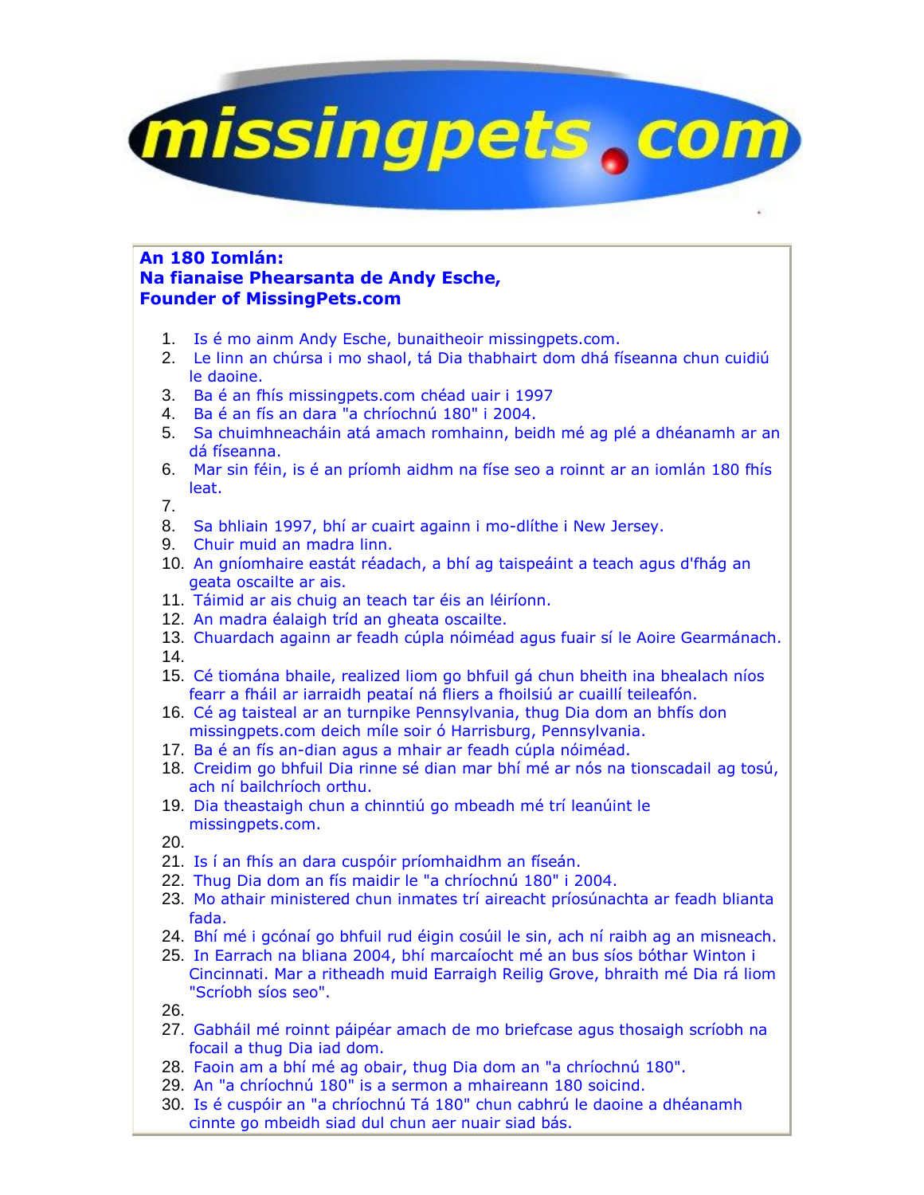missingpets.com

**An 180 Iomlán:**
**Na fianaise Phearsanta de Andy Esche,**
**Founder of MissingPets.com**

1. Is é mo ainm Andy Esche, bunaitheoir missingpets.com.
2. Le linn an chúrsa i mo shaol, tá Dia thabhairt dom dhá físeanna chun cuidiú le daoine.
3. Ba é an fhís missingpets.com chéad uair i 1997
4. Ba é an fís an dara "a chríochnú 180" i 2004.
5. Sa chuimhneacháin atá amach romhainn, beidh mé ag plé a dhéanamh ar an dá físeanna.
6. Mar sin féin, is é an príomh aidhm na físe seo a roinnt ar an iomlán 180 fhís leat.
7. 
8. Sa bhliain 1997, bhí ar cuairt againn i mo-dlíthe i New Jersey.
9. Chuir muid an madra linn.
10. An gníomhaire eastát réadach, a bhí ag taispeáint a teach agus d'fhág an geata oscailte ar ais.
11. Táimid ar ais chuig an teach tar éis an léiríonn.
12. An madra éalaigh tríd an gheata oscailte.
13. Chuardach againn ar feadh cúpla nóiméad agus fuair sí le Aoire Gearmánach.
14. 
15. Cé tiomána bhaile, realized liom go bhfuil gá chun bheith ina bhealach níos fearr a fháil ar iarraidh peataí ná fliers a fhoilsiú ar cuaillí teileafón.
16. Cé ag taisteal ar an turnpike Pennsylvania, thug Dia dom an bhfís don missingpets.com deich míle soir ó Harrisburg, Pennsylvania.
17. Ba é an fís an-dian agus a mhair ar feadh cúpla nóiméad.
18. Creidim go bhfuil Dia rinne sé dian mar bhí mé ar nós na tionscadail ag tosú, ach ní bailchríoch orthu.
19. Dia theastaigh chun a chinntiú go mbeadh mé trí leanúint le missingpets.com.
20. 
21. Is í an fhís an dara cuspóir príomhaidhm an físeán.
22. Thug Dia dom an fís maidir le "a chríochnú 180" i 2004.
23. Mo athair ministered chun inmates trí aireacht príosúnachta ar feadh blianta fada.
24. Bhí mé i gcónaí go bhfuil rud éigin cosúil le sin, ach ní raibh ag an misneach.
25. In Earrach na bliana 2004, bhí marcaíocht mé an bus síos bóthar Winton i Cincinnati. Mar a ritheadh muid Earraigh Reilig Grove, bhraith mé Dia rá liom "Scríobh síos seo".
26. 
27. Gabháil mé roinnt páipéar amach de mo briefcase agus thosaigh scríobh na focail a thug Dia iad dom.
28. Faoin am a bhí mé ag obair, thug Dia dom an "a chríochnú 180".
29. An "a chríochnú 180" is a sermon a mhaireann 180 soicind.
30. Is é cuspóir an "a chríochnú Tá 180" chun cabhrú le daoine a dhéanamh cinnte go mbeidh siad dul chun aer nuair siad bás.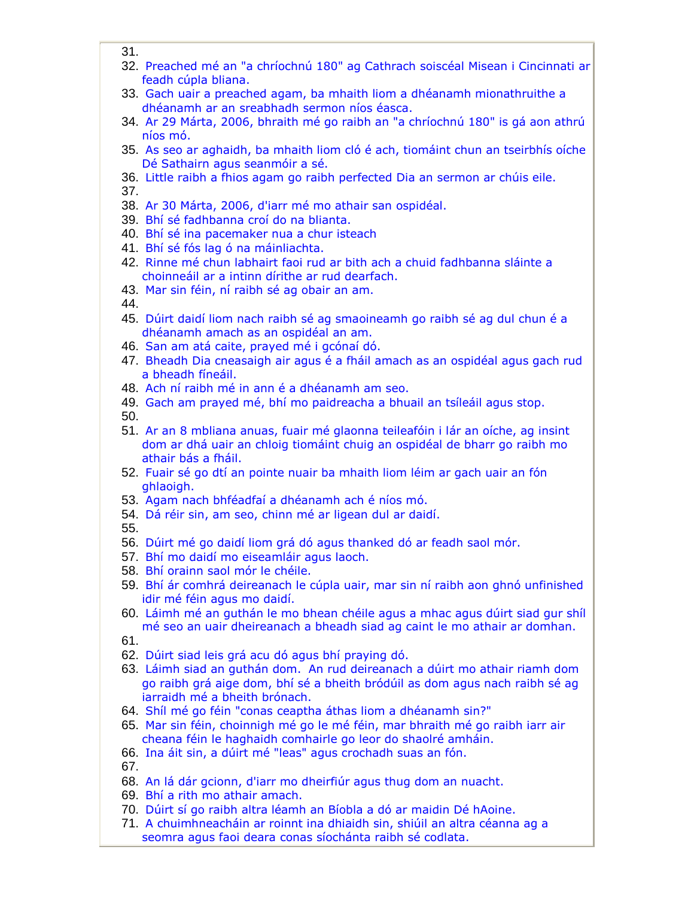31.
32. Preached mé an "a chríochnú 180" ag Cathrach soiscéal Misean i Cincinnati ar feadh cúpla bliana.
33. Gach uair a preached agam, ba mhaith liom a dhéanamh mionathruithe a dhéanamh ar an sreabhadh sermon níos éasca.
34. Ar 29 Márta, 2006, bhraith mé go raibh an "a chríochnú 180" is gá aon athrú níos mó.
35. As seo ar aghaidh, ba mhaith liom cló é ach, tiomáint chun an tseirbhís oíche Dé Sathairn agus seanmóir a sé.
36. Little raibh a fhios agam go raibh perfected Dia an sermon ar chúis eile.
37.
38. Ar 30 Márta, 2006, d'iarr mé mo athair san ospidéal.
39. Bhí sé fadhbanna croí do na blianta.
40. Bhí sé ina pacemaker nua a chur isteach
41. Bhí sé fós lag ó na máinliachta.
42. Rinne mé chun labhairt faoi rud ar bith ach a chuid fadhbanna sláinte a choinneáil ar a intinn dírithe ar rud dearfach.
43. Mar sin féin, ní raibh sé ag obair an am.
44.
45. Dúirt daidí liom nach raibh sé ag smaoineamh go raibh sé ag dul chun é a dhéanamh amach as an ospidéal an am.
46. San am atá caite, prayed mé i gcónaí dó.
47. Bheadh Dia cneasaigh air agus é a fháil amach as an ospidéal agus gach rud a bheadh fíneáil.
48. Ach ní raibh mé in ann é a dhéanamh am seo.
49. Gach am prayed mé, bhí mo paidreacha a bhuail an tsíleáil agus stop.
50.
51. Ar an 8 mbliana anuas, fuair mé glaonna teileafóin i lár an oíche, ag insint dom ar dhá uair an chloig tiomáint chuig an ospidéal de bharr go raibh mo athair bás a fháil.
52. Fuair sé go dtí an pointe nuair ba mhaith liom léim ar gach uair an fón ghlaoigh.
53. Agam nach bhféadfaí a dhéanamh ach é níos mó.
54. Dá réir sin, am seo, chinn mé ar ligean dul ar daidí.
55.
56. Dúirt mé go daidí liom grá dó agus thanked dó ar feadh saol mór.
57. Bhí mo daidí mo eiseamláir agus laoch.
58. Bhí orainn saol mór le chéile.
59. Bhí ár comhrá deireanach le cúpla uair, mar sin ní raibh aon ghnó unfinished idir mé féin agus mo daidí.
60. Láimh mé an guthán le mo bhean chéile agus a mhac agus dúirt siad gur shíl mé seo an uair dheireanach a bheadh siad ag caint le mo athair ar domhan.
61.
62. Dúirt siad leis grá acu dó agus bhí praying dó.
63. Láimh siad an guthán dom. An rud deireanach a dúirt mo athair riamh dom go raibh grá aige dom, bhí sé a bheith bródúil as dom agus nach raibh sé ag iarraidh mé a bheith brónach.
64. Shíl mé go féin "conas ceaptha áthas liom a dhéanamh sin?"
65. Mar sin féin, choinnigh mé go le mé féin, mar bhraith mé go raibh iarr air cheana féin le haghaidh comhairle go leor do shaolré amháin.
66. Ina áit sin, a dúirt mé "leas" agus crochadh suas an fón.
67.
68. An lá dár gcionn, d'iarr mo dheirfiúr agus thug dom an nuacht.
69. Bhí a rith mo athair amach.
70. Dúirt sí go raibh altra léamh an Bíobla a dó ar maidin Dé hAoine.
71. A chuimhneacháin ar roinnt ina dhiaidh sin, shiúil an altra céanna ag a seomra agus faoi deara conas síochánta raibh sé codlata.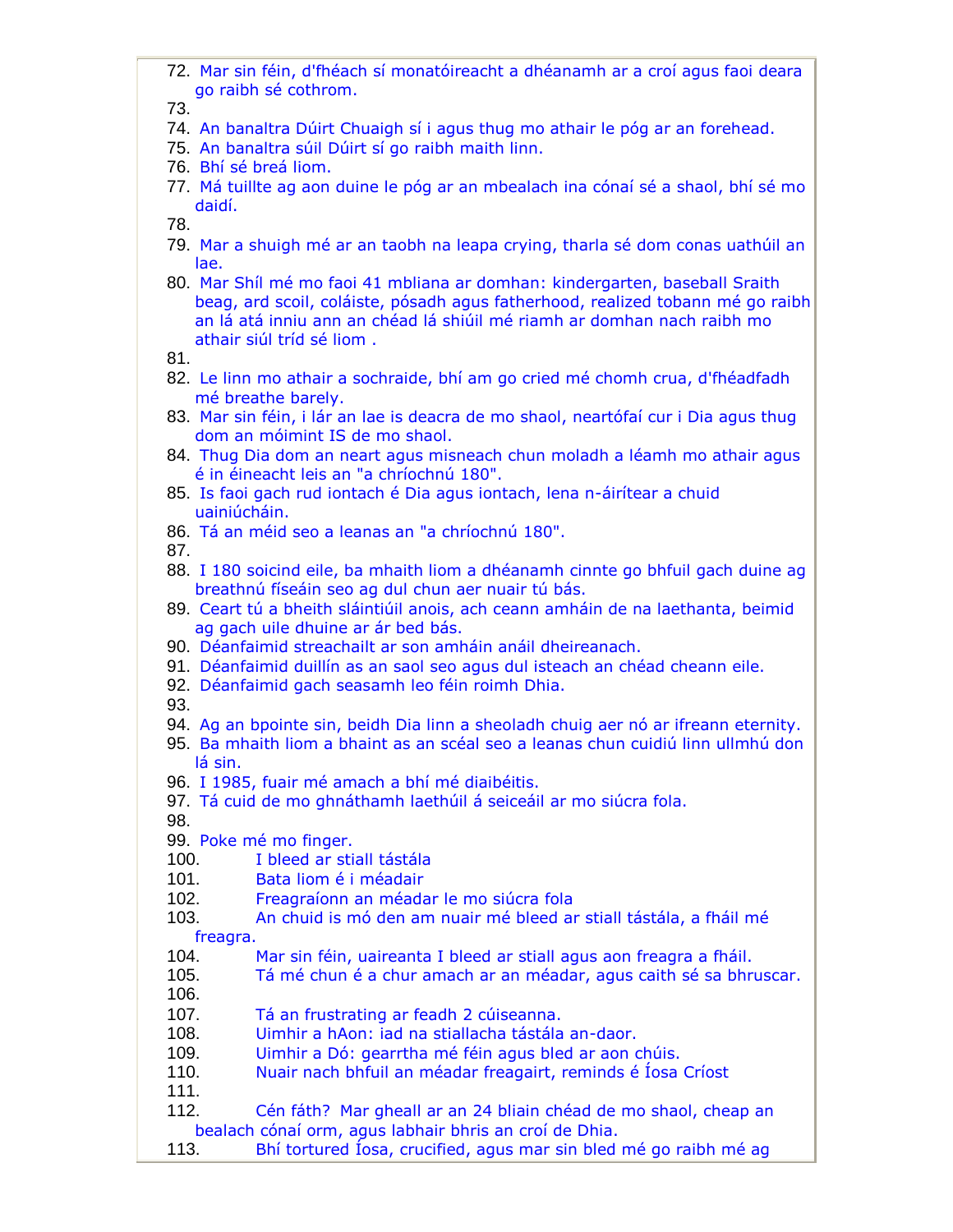72. Mar sin féin, d'fhéach sí monatóireacht a dhéanamh ar a croí agus faoi deara go raibh sé cothrom.
73.
74. An banaltra Dúirt Chuaigh sí i agus thug mo athair le póg ar an forehead.
75. An banaltra súil Dúirt sí go raibh maith linn.
76. Bhí sé breá liom.
77. Má tuillte ag aon duine le póg ar an mbealach ina cónaí sé a shaol, bhí sé mo daidí.
78.
79. Mar a shuigh mé ar an taobh na leapa crying, tharla sé dom conas uathúil an lae.
80. Mar Shíl mé mo faoi 41 mbliana ar domhan: kindergarten, baseball Sraith beag, ard scoil, coláiste, pósadh agus fatherhood, realized tobann mé go raibh an lá atá inniu ann an chéad lá shiúil mé riamh ar domhan nach raibh mo athair siúl tríd sé liom .
81.
82. Le linn mo athair a sochraide, bhí am go cried mé chomh crua, d'fhéadfadh mé breathe barely.
83. Mar sin féin, i lár an lae is deacra de mo shaol, neartófaí cur i Dia agus thug dom an móimint IS de mo shaol.
84. Thug Dia dom an neart agus misneach chun moladh a léamh mo athair agus é in éineacht leis an "a chríochnú 180".
85. Is faoi gach rud iontach é Dia agus iontach, lena n-áirítear a chuid uainiúcháin.
86. Tá an méid seo a leanas an "a chríochnú 180".
87.
88. I 180 soicind eile, ba mhaith liom a dhéanamh cinnte go bhfuil gach duine ag breathnú físeáin seo ag dul chun aer nuair tú bás.
89. Ceart tú a bheith sláintiúil anois, ach ceann amháin de na laethanta, beimid ag gach uile dhuine ar ár bed bás.
90. Déanfaimid streachailt ar son amháin anáil dheireanach.
91. Déanfaimid duillín as an saol seo agus dul isteach an chéad cheann eile.
92. Déanfaimid gach seasamh leo féin roimh Dhia.
93.
94. Ag an bpointe sin, beidh Dia linn a sheoladh chuig aer nó ar ifreann eternity.
95. Ba mhaith liom a bhaint as an scéal seo a leanas chun cuidiú linn ullmhú don lá sin.
96. I 1985, fuair mé amach a bhí mé diaibéitis.
97. Tá cuid de mo ghnáthamh laethúil á seiceáil ar mo siúcra fola.
98.
99. Poke mé mo finger.
100. I bleed ar stiall tástála
101. Bata liom é i méadair
102. Freagraíonn an méadar le mo siúcra fola
103. An chuid is mó den am nuair mé bleed ar stiall tástála, a fháil mé freagra.
104. Mar sin féin, uaireanta I bleed ar stiall agus aon freagra a fháil.
105. Tá mé chun é a chur amach ar an méadar, agus caith sé sa bhruscar.
106.
107. Tá an frustrating ar feadh 2 cúiseanna.
108. Uimhir a hAon: iad na stiallacha tástála an-daor.
109. Uimhir a Dó: gearrtha mé féin agus bled ar aon chúis.
110. Nuair nach bhfuil an méadar freagairt, reminds é Íosa Críost
111.
112. Cén fáth? Mar gheall ar an 24 bliain chéad de mo shaol, cheap an bealach cónaí orm, agus labhair bhris an croí de Dhia.
113. Bhí tortured Íosa, crucified, agus mar sin bled mé go raibh mé ag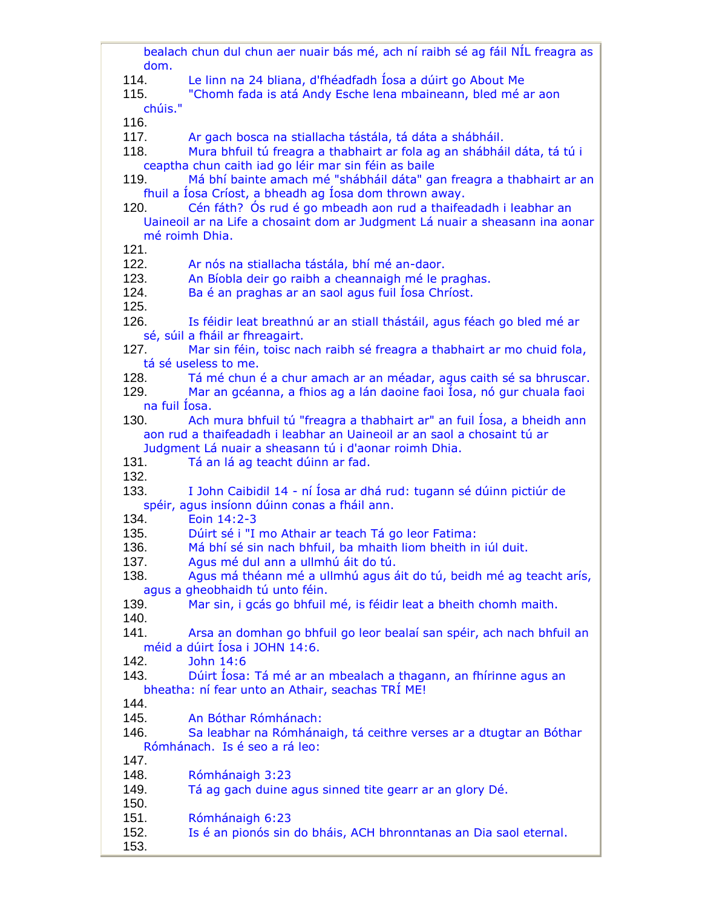bealach chun dul chun aer nuair bás mé, ach ní raibh sé ag fáil NÍL freagra as dom.

114. Le linn na 24 bliana, d'fhéadfadh Íosa a dúirt go About Me
115. "Chomh fada is atá Andy Esche lena mbaineann, bled mé ar aon chúis."
116.
117. Ar gach bosca na stiallacha tástála, tá dáta a shábháil.
118. Mura bhfuil tú freagra a thabhairt ar fola ag an shábháil dáta, tá tú i ceaptha chun caith iad go léir mar sin féin as baile
119. Má bhí bainte amach mé "shábháil dáta" gan freagra a thabhairt ar an fhuil a Íosa Críost, a bheadh ag Íosa dom thrown away.
120. Cén fáth? Ós rud é go mbeadh aon rud a thaifeadadh i leabhar an Uaineoil ar na Life a chosaint dom ar Judgment Lá nuair a sheasann ina aonar mé roimh Dhia.
121.
122. Ar nós na stiallacha tástála, bhí mé an-daor.
123. An Bíobla deir go raibh a cheannaigh mé le praghas.
124. Ba é an praghas ar an saol agus fuil Íosa Chríost.
125.
126. Is féidir leat breathnú ar an stiall thástáil, agus féach go bled mé ar sé, súil a fháil ar fhreagairt.
127. Mar sin féin, toisc nach raibh sé freagra a thabhairt ar mo chuid fola, tá sé useless to me.
128. Tá mé chun é a chur amach ar an méadar, agus caith sé sa bhruscar.
129. Mar an gcéanna, a fhios ag a lán daoine faoi Íosa, nó gur chuala faoi na fuil Íosa.
130. Ach mura bhfuil tú "freagra a thabhairt ar" an fuil Íosa, a bheidh ann aon rud a thaifeadadh i leabhar an Uaineoil ar an saol a chosaint tú ar Judgment Lá nuair a sheasann tú i d'aonar roimh Dhia.
131. Tá an lá ag teacht dúinn ar fad.
132.
133. I John Caibidil 14 - ní Íosa ar dhá rud: tugann sé dúinn pictiúr de spéir, agus insíonn dúinn conas a fháil ann.
134. Eoin 14:2-3
135. Dúirt sé i "I mo Athair ar teach Tá go leor Fatima:
136. Má bhí sé sin nach bhfuil, ba mhaith liom bheith in iúl duit.
137. Agus mé dul ann a ullmhú áit do tú.
138. Agus má théann mé a ullmhú agus áit do tú, beidh mé ag teacht arís, agus a gheobhaidh tú unto féin.
139. Mar sin, i gcás go bhfuil mé, is féidir leat a bheith chomh maith.
140.
141. Arsa an domhan go bhfuil go leor bealaí san spéir, ach nach bhfuil an méid a dúirt Íosa i JOHN 14:6.
142. John 14:6
143. Dúirt Íosa: Tá mé ar an mbealach a thagann, an fhírinne agus an bheatha: ní fear unto an Athair, seachas TRÍ ME!
144.
145. An Bóthar Rómhánach:
146. Sa leabhar na Rómhánaigh, tá ceithre verses ar a dtugtar an Bóthar Rómhánach. Is é seo a rá leo:
147.
148. Rómhánaigh 3:23
149. Tá ag gach duine agus sinned tite gearr ar an glory Dé.
150.
151. Rómhánaigh 6:23
152. Is é an pionós sin do bháis, ACH bhronntanas an Dia saol eternal.
153.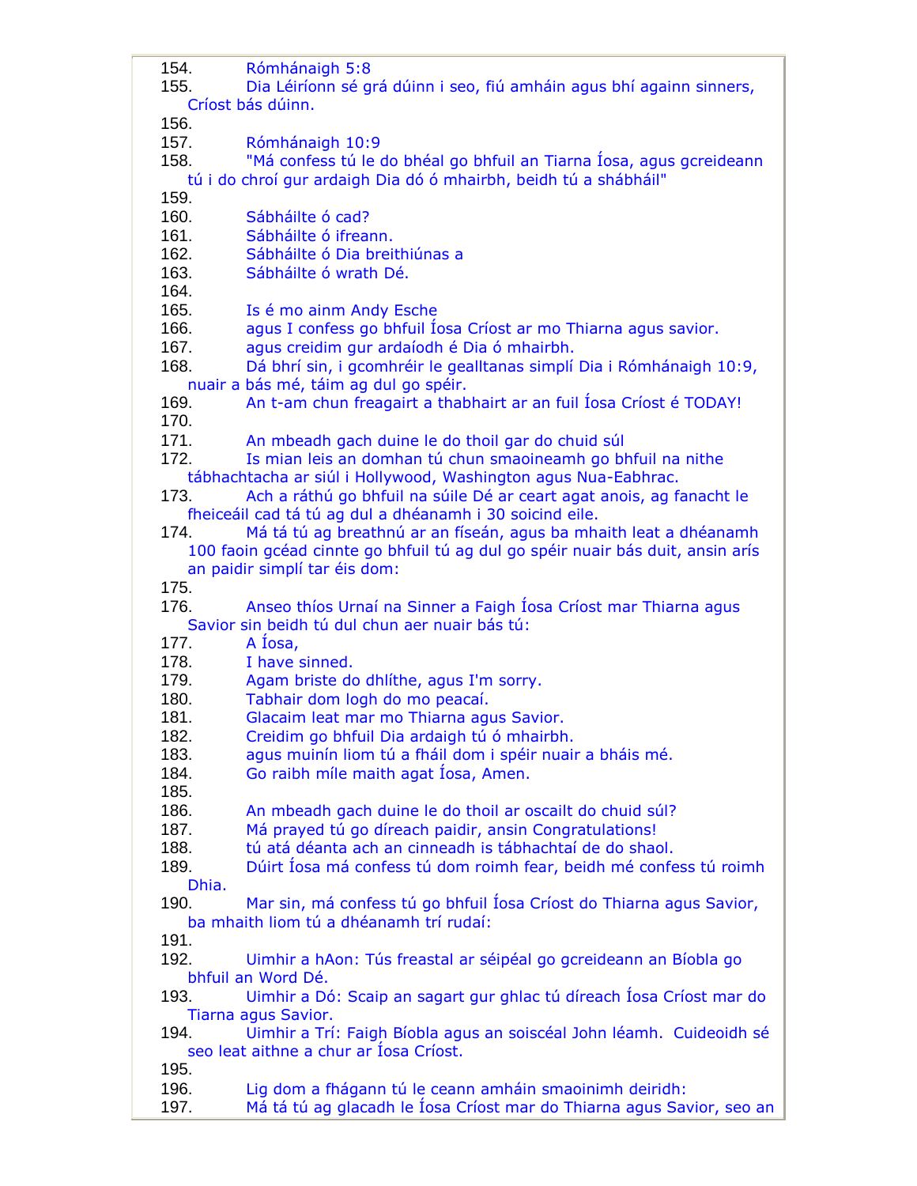154. Rómhánaigh 5:8
155. Dia Léiríonn sé grá dúinn i seo, fiú amháin agus bhí againn sinners, Críost bás dúinn.
156.
157. Rómhánaigh 10:9
158. "Má confess tú le do bhéal go bhfuil an Tiarna Íosa, agus gcreideann tú i do chroí gur ardaigh Dia dó ó mhairbh, beidh tú a shábháil"
159.
160. Sábháilte ó cad?
161. Sábháilte ó ifreann.
162. Sábháilte ó Dia breithiúnas a
163. Sábháilte ó wrath Dé.
164.
165. Is é mo ainm Andy Esche
166. agus I confess go bhfuil Íosa Críost ar mo Thiarna agus savior.
167. agus creidim gur ardaíodh é Dia ó mhairbh.
168. Dá bhrí sin, i gcomhréir le gealltanas simplí Dia i Rómhánaigh 10:9, nuair a bás mé, táim ag dul go spéir.
169. An t-am chun freagairt a thabhairt ar an fuil Íosa Críost é TODAY!
170.
171. An mbeadh gach duine le do thoil gar do chuid súl
172. Is mian leis an domhan tú chun smaoineamh go bhfuil na nithe tábhachtacha ar siúl i Hollywood, Washington agus Nua-Eabhrac.
173. Ach a ráthú go bhfuil na súile Dé ar ceart agat anois, ag fanacht le fheiceáil cad tá tú ag dul a dhéanamh i 30 soicind eile.
174. Má tá tú ag breathnú ar an físeán, agus ba mhaith leat a dhéanamh 100 faoin gcéad cinnte go bhfuil tú ag dul go spéir nuair bás duit, ansin arís an paidir simplí tar éis dom:
175.
176. Anseo thíos Urnaí na Sinner a Faigh Íosa Críost mar Thiarna agus Savior sin beidh tú dul chun aer nuair bás tú:
177. A Íosa,
178. I have sinned.
179. Agam briste do dhlíthe, agus I'm sorry.
180. Tabhair dom logh do mo peacaí.
181. Glacaim leat mar mo Thiarna agus Savior.
182. Creidim go bhfuil Dia ardaigh tú ó mhairbh.
183. agus muinín liom tú a fháil dom i spéir nuair a bháis mé.
184. Go raibh míle maith agat Íosa, Amen.
185.
186. An mbeadh gach duine le do thoil ar oscailt do chuid súl?
187. Má prayed tú go díreach paidir, ansin Congratulations!
188. tú atá déanta ach an cinneadh is tábhachtaí de do shaol.
189. Dúirt Íosa má confess tú dom roimh fear, beidh mé confess tú roimh Dhia.
190. Mar sin, má confess tú go bhfuil Íosa Críost do Thiarna agus Savior, ba mhaith liom tú a dhéanamh trí rudaí:
191.
192. Uimhir a hAon: Tús freastal ar séipéal go gcreideann an Bíobla go bhfuil an Word Dé.
193. Uimhir a Dó: Scaip an sagart gur ghlac tú díreach Íosa Críost mar do Tiarna agus Savior.
194. Uimhir a Trí: Faigh Bíobla agus an soiscéal John léamh. Cuideoidh sé seo leat aithne a chur ar Íosa Críost.
195.
196. Lig dom a fhágann tú le ceann amháin smaoinimh deiridh:
197. Má tá tú ag glacadh le Íosa Críost mar do Thiarna agus Savior, seo an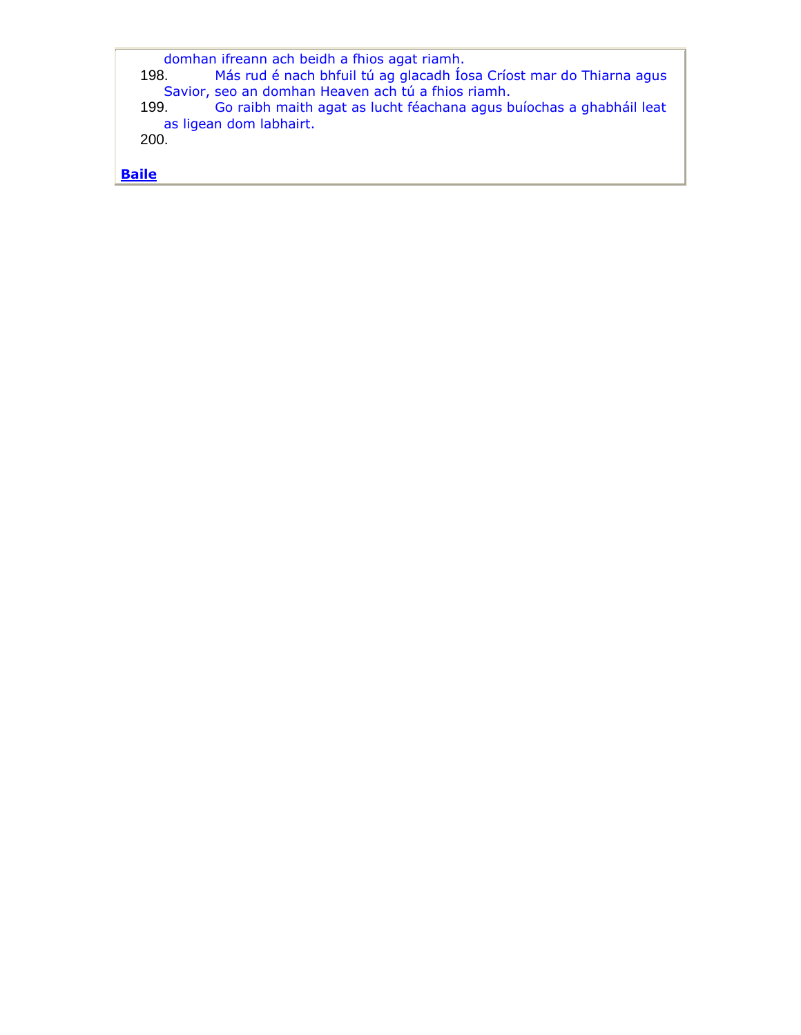domhan ifreann ach beidh a fhios agat riamh.

198. Más rud é nach bhfuil tú ag glacadh Íosa Críost mar do Thiarna agus Savior, seo an domhan Heaven ach tú a fhios riamh.

199. Go raibh maith agat as lucht féachana agus buíochas a ghabháil leat as ligean dom labhairt.

200.

**Baile**